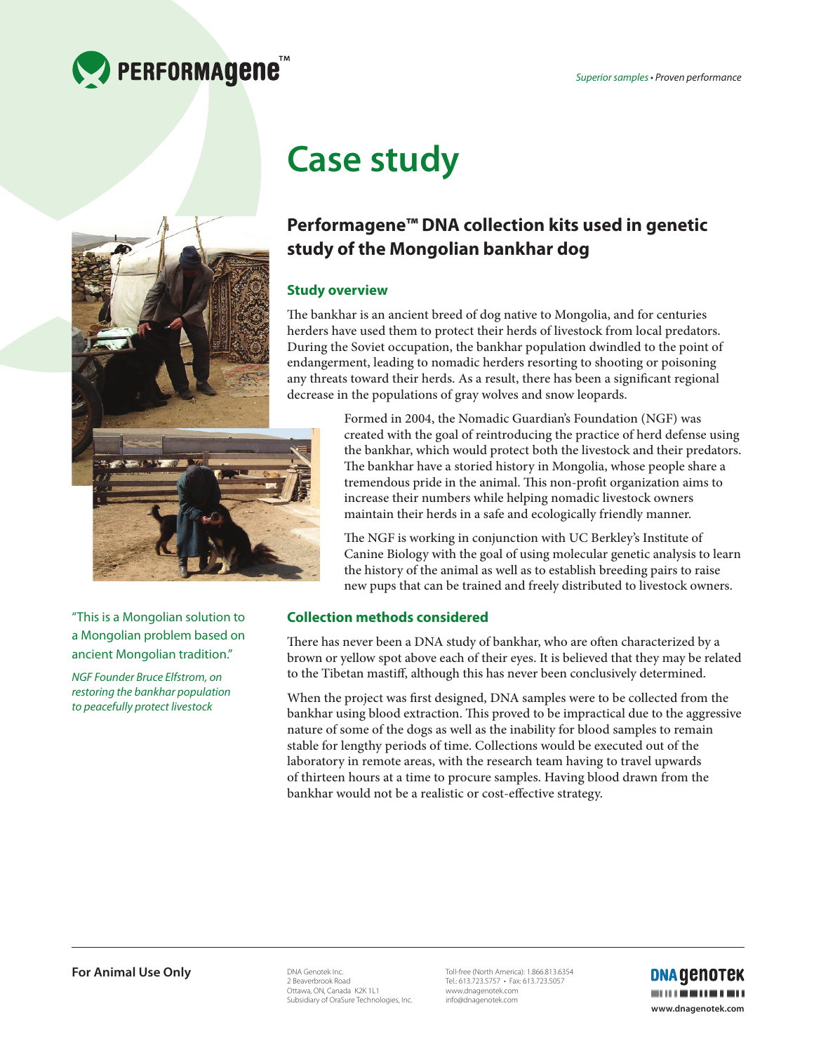# Case study

## Performagene™ DNA collection kits used in genetic study of the Mongolian bankhar dog

### Study overview

The bankhar is an ancient breed of dog native to Mongolia, and for centuries herders have used them to protect their herds of livestock from local predators. During the Soviet occupation, the bankhar population dwindled to the point of endangerment, leading to nomadic herders resorting to shooting or poisoning any threats toward their herds. As a result, there has been a significant regional decrease in the populations of gray wolves and snow leopards.

Formed in 2004, the Nomadic Guardian's Foundation (NGF) was created with the goal of reintroducing the practice of herd defense using the bankhar, which would protect both the livestock and their predators. The bankhar have a storied history in Mongolia, whose people share a tremendous pride in the animal. This non-profit organization aims to increase their numbers while helping nomadic livestock owners maintain their herds in a safe and ecologically friendly manner.

The NGF is working in conjunction with UC Berkley's Institute of Canine Biology with the goal of using molecular genetic analysis to learn the history of the animal as well as to establish breeding pairs to raise new pups that can be trained and freely distributed to livestock owners.

"This is a Mongolian solution to a Mongolian problem based on ancient Mongolian tradition."

*NGF Founder Bruce Elfstrom, on restoring the bankhar population to peacefully protect livestock*

### Collection methods considered

There has never been a DNA study of bankhar, who are often characterized by a brown or yellow spot above each of their eyes. It is believed that they may be related to the Tibetan mastiff, although this has never been conclusively determined.

When the project was first designed, DNA samples were to be collected from the bankhar using blood extraction. This proved to be impractical due to the aggressive nature of some of the dogs as well as the inability for blood samples to remain stable for lengthy periods of time. Collections would be executed out of the laboratory in remote areas, with the research team having to travel upwards of thirteen hours at a time to procure samples. Having blood drawn from the bankhar would not be a realistic or cost-effective strategy.

**For Animal Use Only**

DNA Genotek Inc.
2 Beaverbrook Road
Ottawa, ON, Canada K2K 1L1
Subsidiary of OraSure Technologies, Inc.

Toll-free (North America): 1.866.813.6354
Tel.: 613.723.5757 • Fax: 613.723.5057
www.dnagenotek.com
info@dnagenotek.com

www.dnagenotek.com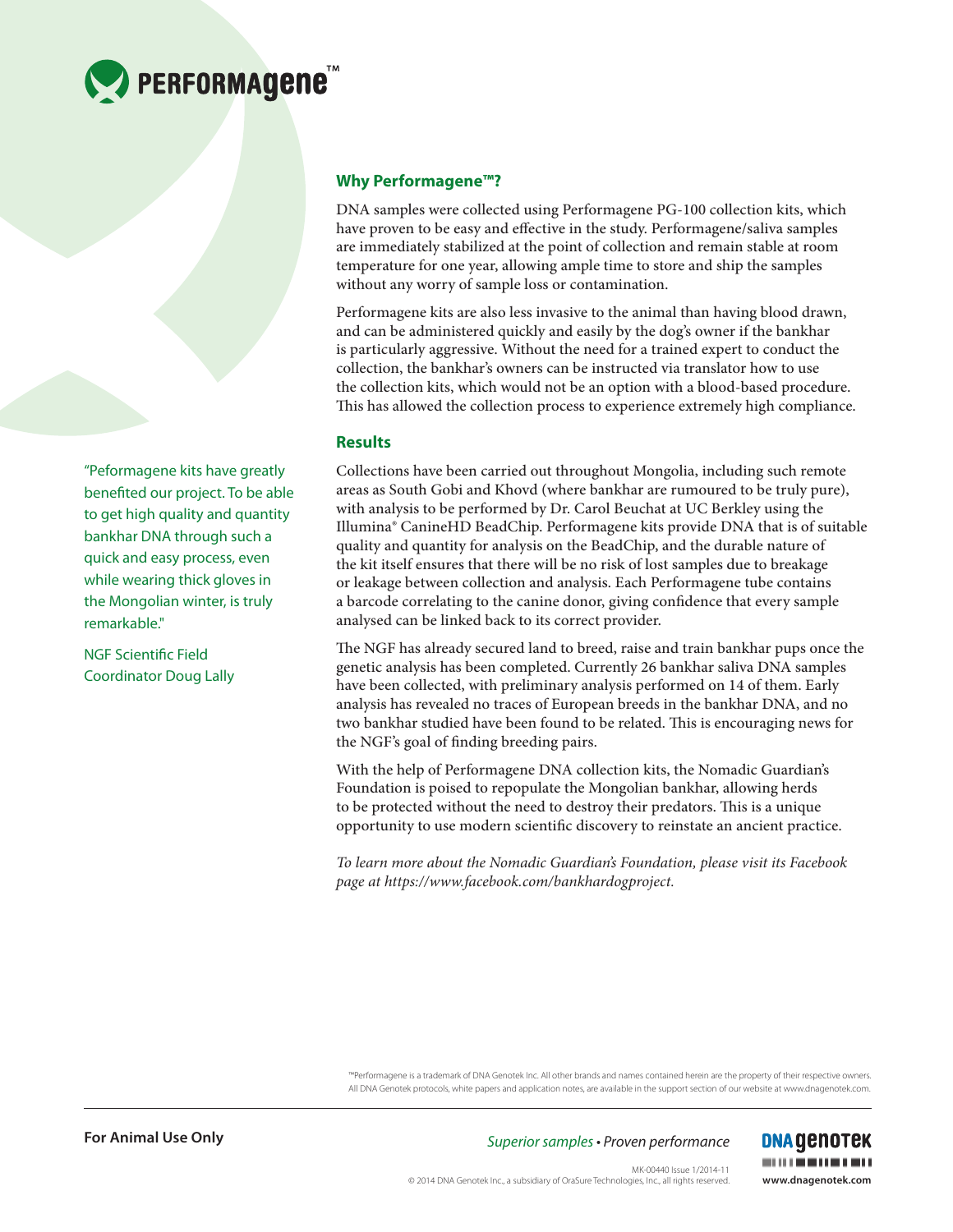**PERFORMAgene™**

## Why Performagene™?

DNA samples were collected using Performagene PG-100 collection kits, which have proven to be easy and effective in the study. Performagene/saliva samples are immediately stabilized at the point of collection and remain stable at room temperature for one year, allowing ample time to store and ship the samples without any worry of sample loss or contamination.

Performagene kits are also less invasive to the animal than having blood drawn, and can be administered quickly and easily by the dog's owner if the bankhar is particularly aggressive. Without the need for a trained expert to conduct the collection, the bankhar's owners can be instructed via translator how to use the collection kits, which would not be an option with a blood-based procedure. This has allowed the collection process to experience extremely high compliance.

"Peformagene kits have greatly benefited our project. To be able to get high quality and quantity bankhar DNA through such a quick and easy process, even while wearing thick gloves in the Mongolian winter, is truly remarkable."

NGF Scientific Field Coordinator Doug Lally

## Results

Collections have been carried out throughout Mongolia, including such remote areas as South Gobi and Khovd (where bankhar are rumoured to be truly pure), with analysis to be performed by Dr. Carol Beuchat at UC Berkley using the Illumina® CanineHD BeadChip. Performagene kits provide DNA that is of suitable quality and quantity for analysis on the BeadChip, and the durable nature of the kit itself ensures that there will be no risk of lost samples due to breakage or leakage between collection and analysis. Each Performagene tube contains a barcode correlating to the canine donor, giving confidence that every sample analysed can be linked back to its correct provider.

The NGF has already secured land to breed, raise and train bankhar pups once the genetic analysis has been completed. Currently 26 bankhar saliva DNA samples have been collected, with preliminary analysis performed on 14 of them. Early analysis has revealed no traces of European breeds in the bankhar DNA, and no two bankhar studied have been found to be related. This is encouraging news for the NGF's goal of finding breeding pairs.

With the help of Performagene DNA collection kits, the Nomadic Guardian's Foundation is poised to repopulate the Mongolian bankhar, allowing herds to be protected without the need to destroy their predators. This is a unique opportunity to use modern scientific discovery to reinstate an ancient practice.

*To learn more about the Nomadic Guardian's Foundation, please visit its Facebook page at https://www.facebook.com/bankhardogproject.*

™Performagene is a trademark of DNA Genotek Inc. All other brands and names contained herein are the property of their respective owners. All DNA Genotek protocols, white papers and application notes, are available in the support section of our website at www.dnagenotek.com.

**For Animal Use Only**

*Superior samples • Proven performance*

MK-00440 Issue 1/2014-11
© 2014 DNA Genotek Inc., a subsidiary of OraSure Technologies, Inc., all rights reserved.

**DNA genotek**
**www.dnagenotek.com**